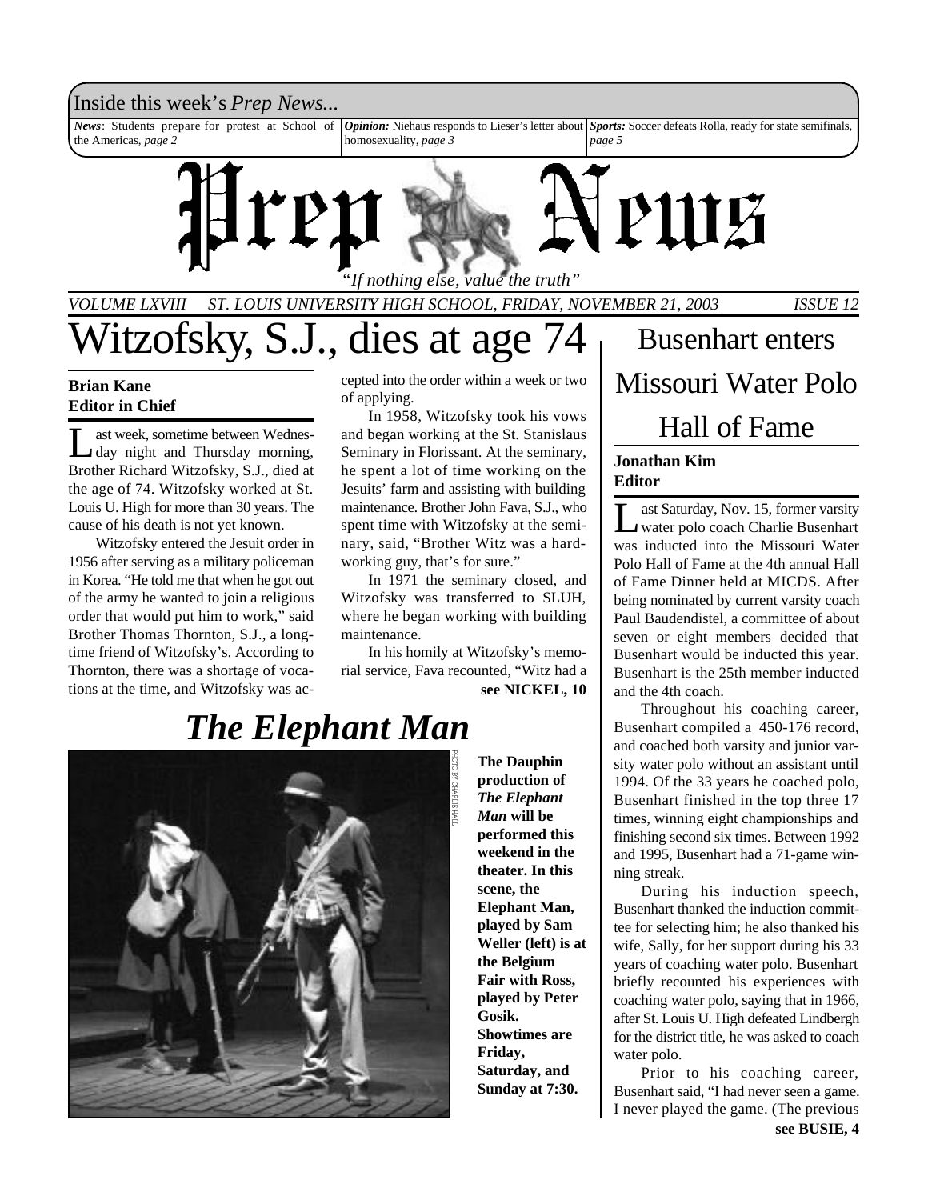Inside this week's *Prep News...*

***News*****:** Students prepare for protest at School of the Americas, *page 2*

***Opinion:*** Niehaus responds to Lieser's letter about homosexuality, *page 3*

***Sports:*** Soccer defeats Rolla, ready for state semifinals, *page 5*

# Prep News

*"If nothing else, value the truth"*

*VOLUME LXVIII ST. LOUIS UNIVERSITY HIGH SCHOOL, FRIDAY, NOVEMBER 21, 2003 ISSUE 12*

# Witzofsky, S.J., dies at age 74

**Brian Kane**
**Editor in Chief**

Last week, sometime between Wednesday night and Thursday morning, Brother Richard Witzofsky, S.J., died at the age of 74. Witzofsky worked at St. Louis U. High for more than 30 years. The cause of his death is not yet known.

Witzofsky entered the Jesuit order in 1956 after serving as a military policeman in Korea. "He told me that when he got out of the army he wanted to join a religious order that would put him to work," said Brother Thomas Thornton, S.J., a longtime friend of Witzofsky's. According to Thornton, there was a shortage of vocations at the time, and Witzofsky was accepted into the order within a week or two of applying.

In 1958, Witzofsky took his vows and began working at the St. Stanislaus Seminary in Florissant. At the seminary, he spent a lot of time working on the Jesuits' farm and assisting with building maintenance. Brother John Fava, S.J., who spent time with Witzofsky at the seminary, said, "Brother Witz was a hardworking guy, that's for sure."

In 1971 the seminary closed, and Witzofsky was transferred to SLUH, where he began working with building maintenance.

In his homily at Witzofsky's memorial service, Fava recounted, "Witz had a

**see NICKEL, 10**

## *The Elephant Man*

PHOTO BY CHARLIE HALL

**The Dauphin production of *The Elephant Man* will be performed this weekend in the theater. In this scene, the Elephant Man, played by Sam Weller (left) is at the Belgium Fair with Ross, played by Peter Gosik. Showtimes are Friday, Saturday, and Sunday at 7:30.**

# Busenhart enters Missouri Water Polo Hall of Fame

**Jonathan Kim**
**Editor**

Last Saturday, Nov. 15, former varsity water polo coach Charlie Busenhart was inducted into the Missouri Water Polo Hall of Fame at the 4th annual Hall of Fame Dinner held at MICDS. After being nominated by current varsity coach Paul Baudendistel, a committee of about seven or eight members decided that Busenhart would be inducted this year. Busenhart is the 25th member inducted and the 4th coach.

Throughout his coaching career, Busenhart compiled a 450-176 record, and coached both varsity and junior varsity water polo without an assistant until 1994. Of the 33 years he coached polo, Busenhart finished in the top three 17 times, winning eight championships and finishing second six times. Between 1992 and 1995, Busenhart had a 71-game winning streak.

During his induction speech, Busenhart thanked the induction committee for selecting him; he also thanked his wife, Sally, for her support during his 33 years of coaching water polo. Busenhart briefly recounted his experiences with coaching water polo, saying that in 1966, after St. Louis U. High defeated Lindbergh for the district title, he was asked to coach water polo.

Prior to his coaching career, Busenhart said, "I had never seen a game. I never played the game. (The previous

**see BUSIE, 4**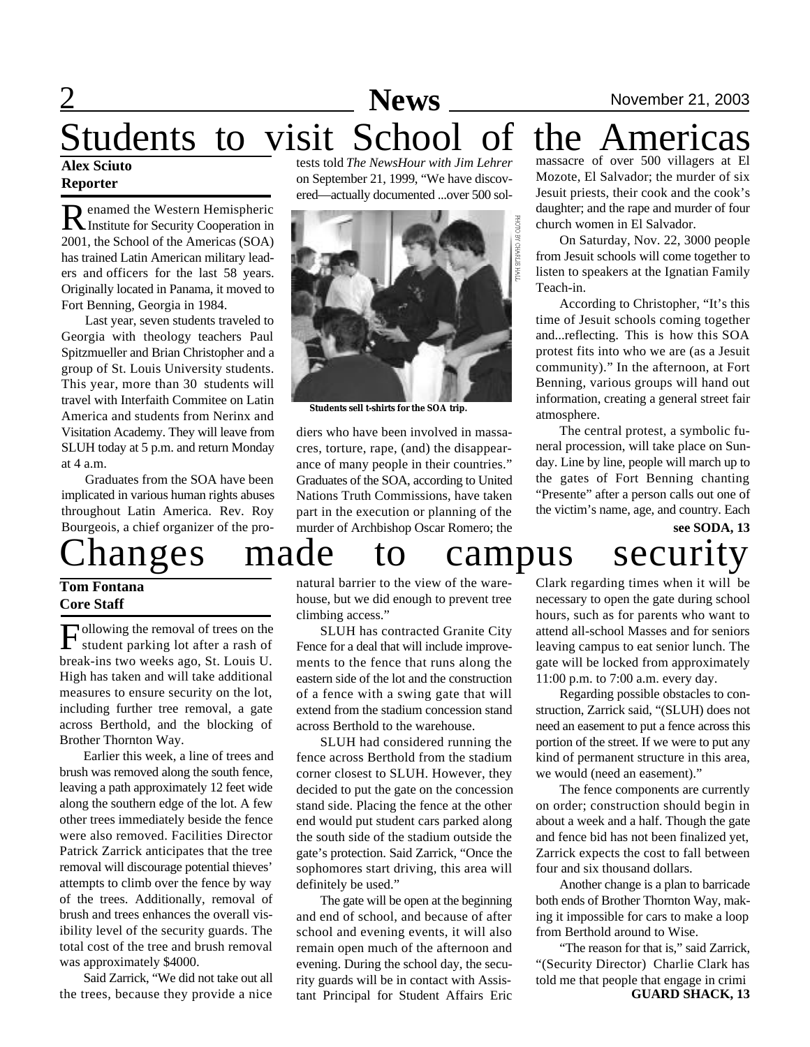# Students to visit School of the Americas

**Alex Sciuto**
**Reporter**

Renamed the Western Hemispheric Institute for Security Cooperation in 2001, the School of the Americas (SOA) has trained Latin American military leaders and officers for the last 58 years. Originally located in Panama, it moved to Fort Benning, Georgia in 1984.

Last year, seven students traveled to Georgia with theology teachers Paul Spitzmueller and Brian Christopher and a group of St. Louis University students. This year, more than 30 students will travel with Interfaith Commitee on Latin America and students from Nerinx and Visitation Academy. They will leave from SLUH today at 5 p.m. and return Monday at 4 a.m.

Graduates from the SOA have been implicated in various human rights abuses throughout Latin America. Rev. Roy Bourgeois, a chief organizer of the protests told *The NewsHour with Jim Lehrer* on September 21, 1999, "We have discovered—actually documented ...over 500 soldiers who have been involved in massacres, torture, rape, (and) the disappearance of many people in their countries." Graduates of the SOA, according to United Nations Truth Commissions, have taken part in the execution or planning of the murder of Archbishop Oscar Romero; the massacre of over 500 villagers at El Mozote, El Salvador; the murder of six Jesuit priests, their cook and the cook's daughter; and the rape and murder of four church women in El Salvador.

PHOTO BY CHARLIE HALL

**Students sell t-shirts for the SOA trip.**

On Saturday, Nov. 22, 3000 people from Jesuit schools will come together to listen to speakers at the Ignatian Family Teach-in.

According to Christopher, "It's this time of Jesuit schools coming together and...reflecting. This is how this SOA protest fits into who we are (as a Jesuit community)." In the afternoon, at Fort Benning, various groups will hand out information, creating a general street fair atmosphere.

The central protest, a symbolic funeral procession, will take place on Sunday. Line by line, people will march up to the gates of Fort Benning chanting "Presente" after a person calls out one of the victim's name, age, and country. Each

**see SODA, 13**

# Changes made to campus security

**Tom Fontana**
**Core Staff**

Following the removal of trees on the student parking lot after a rash of break-ins two weeks ago, St. Louis U. High has taken and will take additional measures to ensure security on the lot, including further tree removal, a gate across Berthold, and the blocking of Brother Thornton Way.

Earlier this week, a line of trees and brush was removed along the south fence, leaving a path approximately 12 feet wide along the southern edge of the lot. A few other trees immediately beside the fence were also removed. Facilities Director Patrick Zarrick anticipates that the tree removal will discourage potential thieves' attempts to climb over the fence by way of the trees. Additionally, removal of brush and trees enhances the overall visibility level of the security guards. The total cost of the tree and brush removal was approximately $4000.

Said Zarrick, "We did not take out all the trees, because they provide a nice natural barrier to the view of the warehouse, but we did enough to prevent tree climbing access."

SLUH has contracted Granite City Fence for a deal that will include improvements to the fence that runs along the eastern side of the lot and the construction of a fence with a swing gate that will extend from the stadium concession stand across Berthold to the warehouse.

SLUH had considered running the fence across Berthold from the stadium corner closest to SLUH. However, they decided to put the gate on the concession stand side. Placing the fence at the other end would put student cars parked along the south side of the stadium outside the gate's protection. Said Zarrick, "Once the sophomores start driving, this area will definitely be used."

The gate will be open at the beginning and end of school, and because of after school and evening events, it will also remain open much of the afternoon and evening. During the school day, the security guards will be in contact with Assistant Principal for Student Affairs Eric Clark regarding times when it will be necessary to open the gate during school hours, such as for parents who want to attend all-school Masses and for seniors leaving campus to eat senior lunch. The gate will be locked from approximately 11:00 p.m. to 7:00 a.m. every day.

Regarding possible obstacles to construction, Zarrick said, "(SLUH) does not need an easement to put a fence across this portion of the street. If we were to put any kind of permanent structure in this area, we would (need an easement)."

The fence components are currently on order; construction should begin in about a week and a half. Though the gate and fence bid has not been finalized yet, Zarrick expects the cost to fall between four and six thousand dollars.

Another change is a plan to barricade both ends of Brother Thornton Way, making it impossible for cars to make a loop from Berthold around to Wise.

"The reason for that is," said Zarrick, "(Security Director) Charlie Clark has told me that people that engage in crimi

**GUARD SHACK, 13**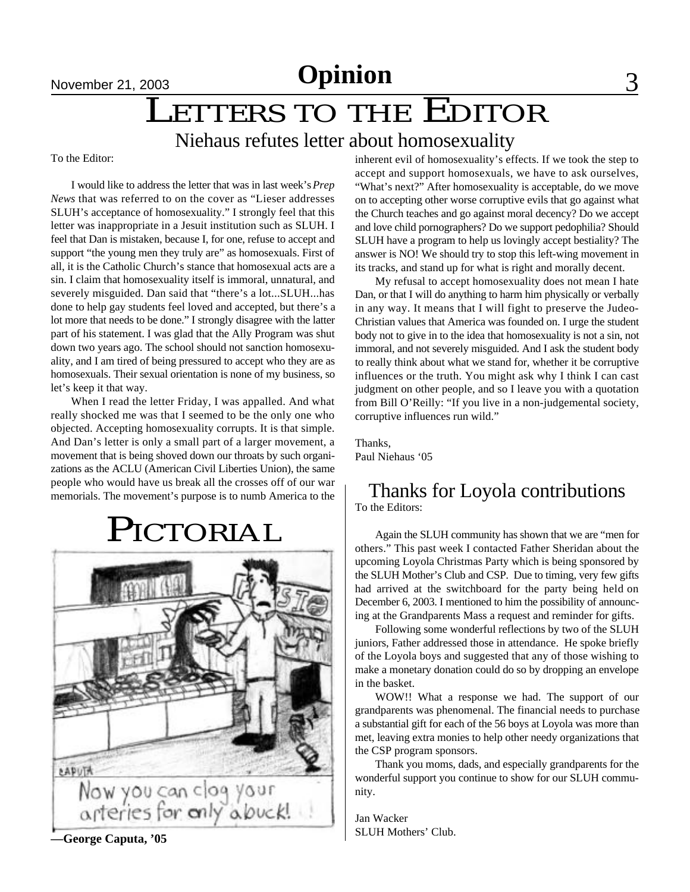# LETTERS TO THE EDITOR

## Niehaus refutes letter about homosexuality

To the Editor:

I would like to address the letter that was in last week's *Prep News* that was referred to on the cover as "Lieser addresses SLUH's acceptance of homosexuality." I strongly feel that this letter was inappropriate in a Jesuit institution such as SLUH. I feel that Dan is mistaken, because I, for one, refuse to accept and support "the young men they truly are" as homosexuals. First of all, it is the Catholic Church's stance that homosexual acts are a sin. I claim that homosexuality itself is immoral, unnatural, and severely misguided. Dan said that "there's a lot...SLUH...has done to help gay students feel loved and accepted, but there's a lot more that needs to be done." I strongly disagree with the latter part of his statement. I was glad that the Ally Program was shut down two years ago. The school should not sanction homosexuality, and I am tired of being pressured to accept who they are as homosexuals. Their sexual orientation is none of my business, so let's keep it that way.

When I read the letter Friday, I was appalled. And what really shocked me was that I seemed to be the only one who objected. Accepting homosexuality corrupts. It is that simple. And Dan's letter is only a small part of a larger movement, a movement that is being shoved down our throats by such organizations as the ACLU (American Civil Liberties Union), the same people who would have us break all the crosses off of our war memorials. The movement's purpose is to numb America to the inherent evil of homosexuality's effects. If we took the step to accept and support homosexuals, we have to ask ourselves, "What's next?" After homosexuality is acceptable, do we move on to accepting other worse corruptive evils that go against what the Church teaches and go against moral decency? Do we accept and love child pornographers? Do we support pedophilia? Should SLUH have a program to help us lovingly accept bestiality? The answer is NO! We should try to stop this left-wing movement in its tracks, and stand up for what is right and morally decent.

My refusal to accept homosexuality does not mean I hate Dan, or that I will do anything to harm him physically or verbally in any way. It means that I will fight to preserve the Judeo-Christian values that America was founded on. I urge the student body not to give in to the idea that homosexuality is not a sin, not immoral, and not severely misguided. And I ask the student body to really think about what we stand for, whether it be corruptive influences or the truth. You might ask why I think I can cast judgment on other people, and so I leave you with a quotation from Bill O'Reilly: "If you live in a non-judgemental society, corruptive influences run wild."

Thanks,
Paul Niehaus '05

# PICTORIAL

Now you can clog your arteries for only a buck!

**—George Caputa, '05**

## Thanks for Loyola contributions

To the Editors:

Again the SLUH community has shown that we are "men for others." This past week I contacted Father Sheridan about the upcoming Loyola Christmas Party which is being sponsored by the SLUH Mother's Club and CSP. Due to timing, very few gifts had arrived at the switchboard for the party being held on December 6, 2003. I mentioned to him the possibility of announcing at the Grandparents Mass a request and reminder for gifts.

Following some wonderful reflections by two of the SLUH juniors, Father addressed those in attendance. He spoke briefly of the Loyola boys and suggested that any of those wishing to make a monetary donation could do so by dropping an envelope in the basket.

WOW!! What a response we had. The support of our grandparents was phenomenal. The financial needs to purchase a substantial gift for each of the 56 boys at Loyola was more than met, leaving extra monies to help other needy organizations that the CSP program sponsors.

Thank you moms, dads, and especially grandparents for the wonderful support you continue to show for our SLUH community.

Jan Wacker
SLUH Mothers' Club.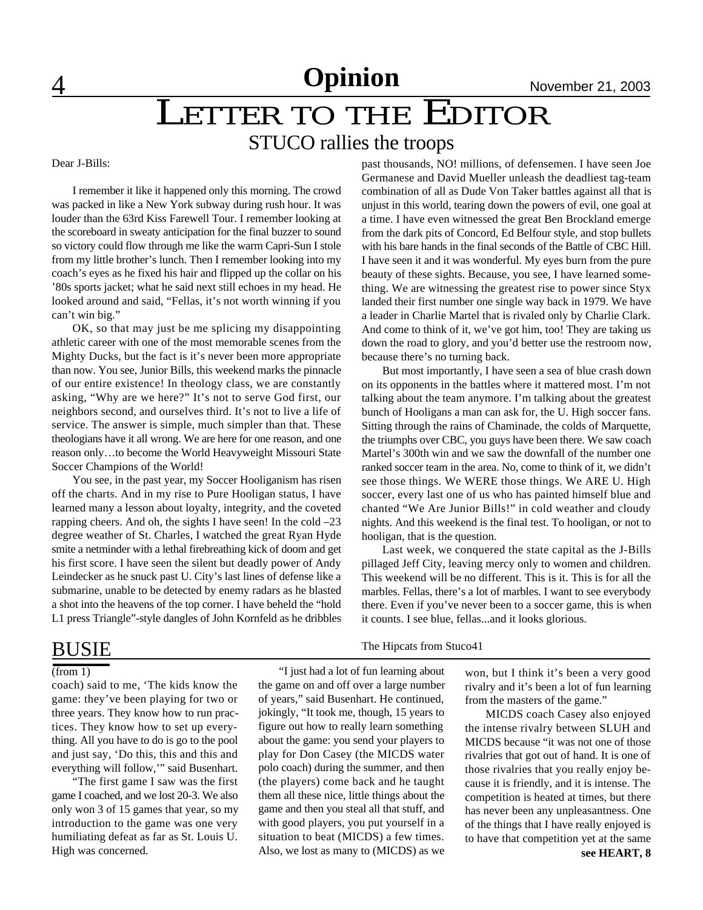# LETTER TO THE EDITOR

## STUCO rallies the troops

Dear J-Bills:

I remember it like it happened only this morning. The crowd was packed in like a New York subway during rush hour. It was louder than the 63rd Kiss Farewell Tour. I remember looking at the scoreboard in sweaty anticipation for the final buzzer to sound so victory could flow through me like the warm Capri-Sun I stole from my little brother's lunch. Then I remember looking into my coach's eyes as he fixed his hair and flipped up the collar on his '80s sports jacket; what he said next still echoes in my head. He looked around and said, "Fellas, it's not worth winning if you can't win big."

OK, so that may just be me splicing my disappointing athletic career with one of the most memorable scenes from the Mighty Ducks, but the fact is it's never been more appropriate than now. You see, Junior Bills, this weekend marks the pinnacle of our entire existence! In theology class, we are constantly asking, "Why are we here?" It's not to serve God first, our neighbors second, and ourselves third. It's not to live a life of service. The answer is simple, much simpler than that. These theologians have it all wrong. We are here for one reason, and one reason only…to become the World Heavyweight Missouri State Soccer Champions of the World!

You see, in the past year, my Soccer Hooliganism has risen off the charts. And in my rise to Pure Hooligan status, I have learned many a lesson about loyalty, integrity, and the coveted rapping cheers. And oh, the sights I have seen! In the cold –23 degree weather of St. Charles, I watched the great Ryan Hyde smite a netminder with a lethal firebreathing kick of doom and get his first score. I have seen the silent but deadly power of Andy Leindecker as he snuck past U. City's last lines of defense like a submarine, unable to be detected by enemy radars as he blasted a shot into the heavens of the top corner. I have beheld the "hold L1 press Triangle"-style dangles of John Kornfeld as he dribbles past thousands, NO! millions, of defensemen. I have seen Joe Germanese and David Mueller unleash the deadliest tag-team combination of all as Dude Von Taker battles against all that is unjust in this world, tearing down the powers of evil, one goal at a time. I have even witnessed the great Ben Brockland emerge from the dark pits of Concord, Ed Belfour style, and stop bullets with his bare hands in the final seconds of the Battle of CBC Hill. I have seen it and it was wonderful. My eyes burn from the pure beauty of these sights. Because, you see, I have learned something. We are witnessing the greatest rise to power since Styx landed their first number one single way back in 1979. We have a leader in Charlie Martel that is rivaled only by Charlie Clark. And come to think of it, we've got him, too! They are taking us down the road to glory, and you'd better use the restroom now, because there's no turning back.

But most importantly, I have seen a sea of blue crash down on its opponents in the battles where it mattered most. I'm not talking about the team anymore. I'm talking about the greatest bunch of Hooligans a man can ask for, the U. High soccer fans. Sitting through the rains of Chaminade, the colds of Marquette, the triumphs over CBC, you guys have been there. We saw coach Martel's 300th win and we saw the downfall of the number one ranked soccer team in the area. No, come to think of it, we didn't see those things. We WERE those things. We ARE U. High soccer, every last one of us who has painted himself blue and chanted "We Are Junior Bills!" in cold weather and cloudy nights. And this weekend is the final test. To hooligan, or not to hooligan, that is the question.

Last week, we conquered the state capital as the J-Bills pillaged Jeff City, leaving mercy only to women and children. This weekend will be no different. This is it. This is for all the marbles. Fellas, there's a lot of marbles. I want to see everybody there. Even if you've never been to a soccer game, this is when it counts. I see blue, fellas...and it looks glorious.

The Hipcats from Stuco41

## BUSIE

(from 1)

coach) said to me, 'The kids know the game: they've been playing for two or three years. They know how to run practices. They know how to set up everything. All you have to do is go to the pool and just say, 'Do this, this and this and everything will follow,'" said Busenhart.

"The first game I saw was the first game I coached, and we lost 20-3. We also only won 3 of 15 games that year, so my introduction to the game was one very humiliating defeat as far as St. Louis U. High was concerned.

"I just had a lot of fun learning about the game on and off over a large number of years," said Busenhart. He continued, jokingly, "It took me, though, 15 years to figure out how to really learn something about the game: you send your players to play for Don Casey (the MICDS water polo coach) during the summer, and then (the players) come back and he taught them all these nice, little things about the game and then you steal all that stuff, and with good players, you put yourself in a situation to beat (MICDS) a few times. Also, we lost as many to (MICDS) as we won, but I think it's been a very good rivalry and it's been a lot of fun learning from the masters of the game."

MICDS coach Casey also enjoyed the intense rivalry between SLUH and MICDS because "it was not one of those rivalries that got out of hand. It is one of those rivalries that you really enjoy because it is friendly, and it is intense. The competition is heated at times, but there has never been any unpleasantness. One of the things that I have really enjoyed is to have that competition yet at the same

**see HEART, 8**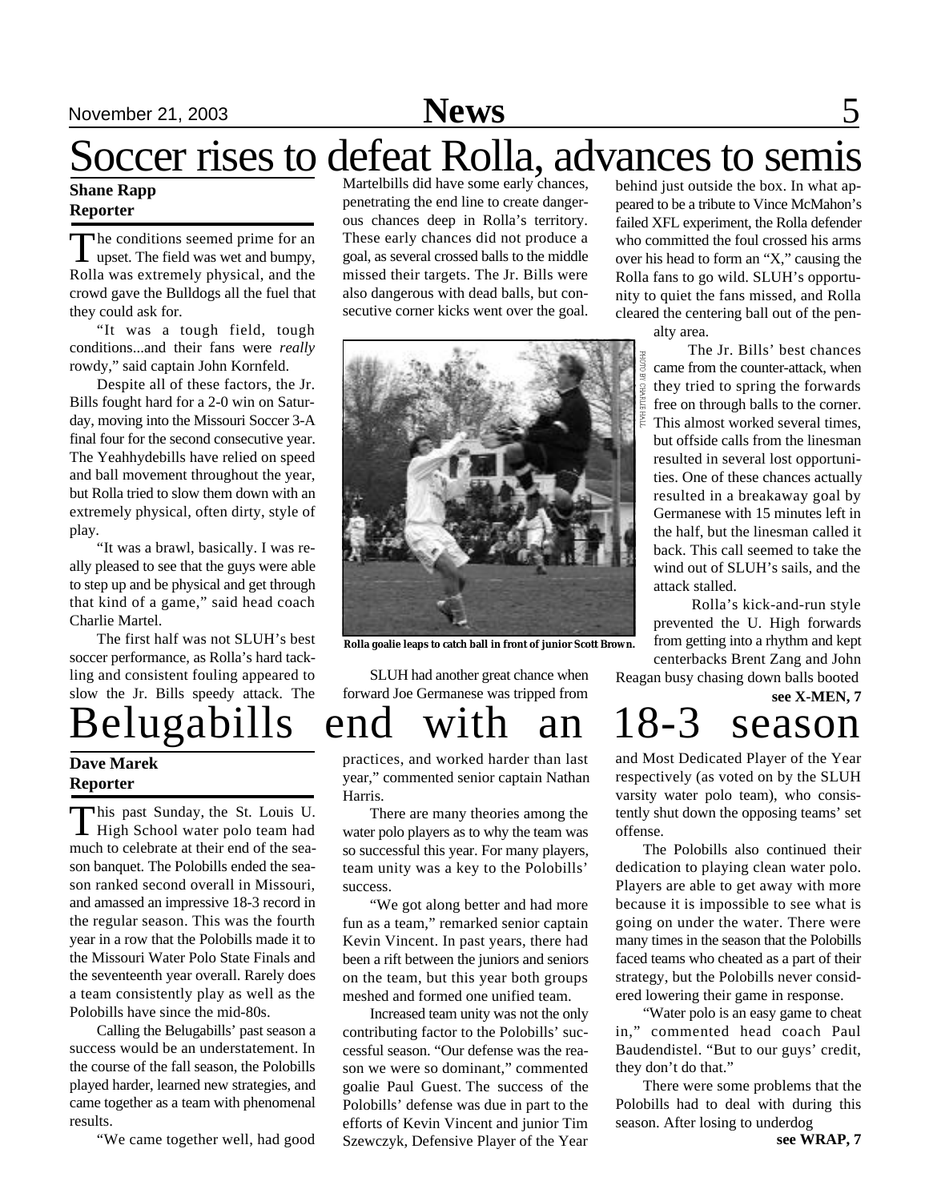# Soccer rises to defeat Rolla, advances to semis

**Shane Rapp**
**Reporter**

The conditions seemed prime for an upset. The field was wet and bumpy, Rolla was extremely physical, and the crowd gave the Bulldogs all the fuel that they could ask for.

"It was a tough field, tough conditions...and their fans were *really* rowdy," said captain John Kornfeld.

Despite all of these factors, the Jr. Bills fought hard for a 2-0 win on Saturday, moving into the Missouri Soccer 3-A final four for the second consecutive year. The Yeahhydebills have relied on speed and ball movement throughout the year, but Rolla tried to slow them down with an extremely physical, often dirty, style of play.

"It was a brawl, basically. I was really pleased to see that the guys were able to step up and be physical and get through that kind of a game," said head coach Charlie Martel.

The first half was not SLUH's best soccer performance, as Rolla's hard tackling and consistent fouling appeared to slow the Jr. Bills speedy attack. The Martelbills did have some early chances, penetrating the end line to create dangerous chances deep in Rolla's territory. These early chances did not produce a goal, as several crossed balls to the middle missed their targets. The Jr. Bills were also dangerous with dead balls, but consecutive corner kicks went over the goal.

PHOTO BY CHARLIE HALL

Rolla goalie leaps to catch ball in front of junior Scott Brown.

SLUH had another great chance when forward Joe Germanese was tripped from behind just outside the box. In what appeared to be a tribute to Vince McMahon's failed XFL experiment, the Rolla defender who committed the foul crossed his arms over his head to form an "X," causing the Rolla fans to go wild. SLUH's opportunity to quiet the fans missed, and Rolla cleared the centering ball out of the penalty area.

The Jr. Bills' best chances came from the counter-attack, when they tried to spring the forwards free on through balls to the corner. This almost worked several times, but offside calls from the linesman resulted in several lost opportunities. One of these chances actually resulted in a breakaway goal by Germanese with 15 minutes left in the half, but the linesman called it back. This call seemed to take the wind out of SLUH's sails, and the attack stalled.

Rolla's kick-and-run style prevented the U. High forwards from getting into a rhythm and kept centerbacks Brent Zang and John Reagan busy chasing down balls booted

**see X-MEN, 7**

# Belugabills end with an 18-3 season

**Dave Marek**
**Reporter**

This past Sunday, the St. Louis U. High School water polo team had much to celebrate at their end of the season banquet. The Polobills ended the season ranked second overall in Missouri, and amassed an impressive 18-3 record in the regular season. This was the fourth year in a row that the Polobills made it to the Missouri Water Polo State Finals and the seventeenth year overall. Rarely does a team consistently play as well as the Polobills have since the mid-80s.

Calling the Belugabills' past season a success would be an understatement. In the course of the fall season, the Polobills played harder, learned new strategies, and came together as a team with phenomenal results.

"We came together well, had good practices, and worked harder than last year," commented senior captain Nathan Harris.

There are many theories among the water polo players as to why the team was so successful this year. For many players, team unity was a key to the Polobills' success.

"We got along better and had more fun as a team," remarked senior captain Kevin Vincent. In past years, there had been a rift between the juniors and seniors on the team, but this year both groups meshed and formed one unified team.

Increased team unity was not the only contributing factor to the Polobills' successful season. "Our defense was the reason we were so dominant," commented goalie Paul Guest. The success of the Polobills' defense was due in part to the efforts of Kevin Vincent and junior Tim Szewczyk, Defensive Player of the Year and Most Dedicated Player of the Year respectively (as voted on by the SLUH varsity water polo team), who consistently shut down the opposing teams' set offense.

The Polobills also continued their dedication to playing clean water polo. Players are able to get away with more because it is impossible to see what is going on under the water. There were many times in the season that the Polobills faced teams who cheated as a part of their strategy, but the Polobills never considered lowering their game in response.

"Water polo is an easy game to cheat in," commented head coach Paul Baudendistel. "But to our guys' credit, they don't do that."

There were some problems that the Polobills had to deal with during this season. After losing to underdog

**see WRAP, 7**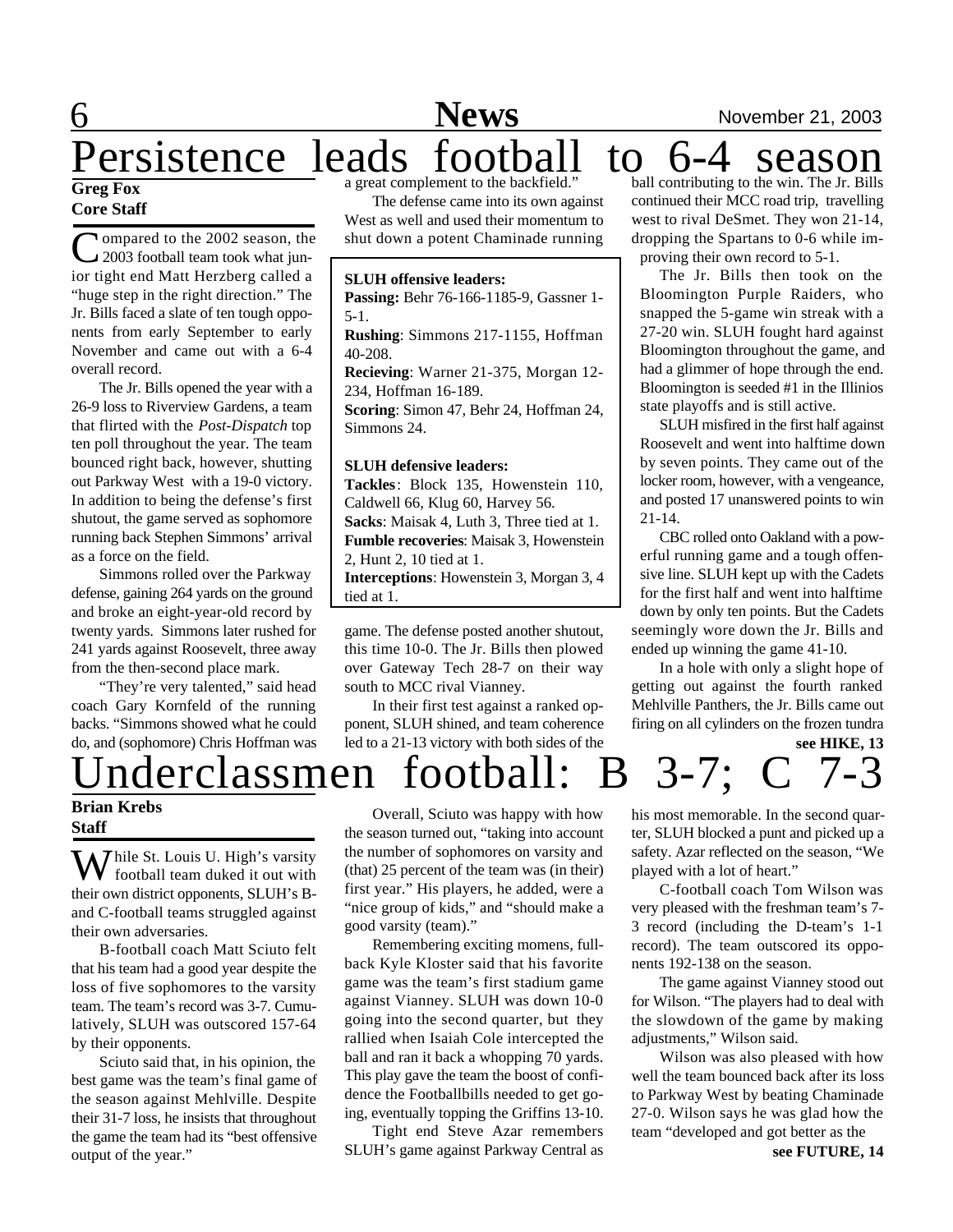# Persistence leads football to 6-4 season

**Greg Fox**
**Core Staff**

Compared to the 2002 season, the 2003 football team took what junior tight end Matt Herzberg called a "huge step in the right direction." The Jr. Bills faced a slate of ten tough opponents from early September to early November and came out with a 6-4 overall record.

The Jr. Bills opened the year with a 26-9 loss to Riverview Gardens, a team that flirted with the *Post-Dispatch* top ten poll throughout the year. The team bounced right back, however, shutting out Parkway West with a 19-0 victory. In addition to being the defense's first shutout, the game served as sophomore running back Stephen Simmons' arrival as a force on the field.

Simmons rolled over the Parkway defense, gaining 264 yards on the ground and broke an eight-year-old record by twenty yards. Simmons later rushed for 241 yards against Roosevelt, three away from the then-second place mark.

"They're very talented," said head coach Gary Kornfeld of the running backs. "Simmons showed what he could do, and (sophomore) Chris Hoffman was a great complement to the backfield."

The defense came into its own against West as well and used their momentum to shut down a potent Chaminade running game. The defense posted another shutout, this time 10-0. The Jr. Bills then plowed over Gateway Tech 28-7 on their way south to MCC rival Vianney.

In their first test against a ranked opponent, SLUH shined, and team coherence led to a 21-13 victory with both sides of the ball contributing to the win. The Jr. Bills continued their MCC road trip, travelling west to rival DeSmet. They won 21-14, dropping the Spartans to 0-6 while improving their own record to 5-1.

The Jr. Bills then took on the Bloomington Purple Raiders, who snapped the 5-game win streak with a 27-20 win. SLUH fought hard against Bloomington throughout the game, and had a glimmer of hope through the end. Bloomington is seeded #1 in the Illinios state playoffs and is still active.

SLUH misfired in the first half against Roosevelt and went into halftime down by seven points. They came out of the locker room, however, with a vengeance, and posted 17 unanswered points to win 21-14.

CBC rolled onto Oakland with a powerful running game and a tough offensive line. SLUH kept up with the Cadets for the first half and went into halftime down by only ten points. But the Cadets seemingly wore down the Jr. Bills and ended up winning the game 41-10.

In a hole with only a slight hope of getting out against the fourth ranked Mehlville Panthers, the Jr. Bills came out firing on all cylinders on the frozen tundra

**see HIKE, 13**

**SLUH offensive leaders:**
**Passing:** Behr 76-166-1185-9, Gassner 1-5-1.
**Rushing**: Simmons 217-1155, Hoffman 40-208.
**Recieving**: Warner 21-375, Morgan 12-234, Hoffman 16-189.
**Scoring**: Simon 47, Behr 24, Hoffman 24, Simmons 24.

**SLUH defensive leaders:**
**Tackles**: Block 135, Howenstein 110, Caldwell 66, Klug 60, Harvey 56.
**Sacks**: Maisak 4, Luth 3, Three tied at 1.
**Fumble recoveries**: Maisak 3, Howenstein 2, Hunt 2, 10 tied at 1.
**Interceptions**: Howenstein 3, Morgan 3, 4 tied at 1.

# Underclassmen football: B 3-7; C 7-3

**Brian Krebs**
**Staff**

While St. Louis U. High's varsity football team duked it out with their own district opponents, SLUH's B- and C-football teams struggled against their own adversaries.

B-football coach Matt Sciuto felt that his team had a good year despite the loss of five sophomores to the varsity team. The team's record was 3-7. Cumulatively, SLUH was outscored 157-64 by their opponents.

Sciuto said that, in his opinion, the best game was the team's final game of the season against Mehlville. Despite their 31-7 loss, he insists that throughout the game the team had its "best offensive output of the year."

Overall, Sciuto was happy with how the season turned out, "taking into account the number of sophomores on varsity and (that) 25 percent of the team was (in their) first year." His players, he added, were a "nice group of kids," and "should make a good varsity (team)."

Remembering exciting momens, fullback Kyle Kloster said that his favorite game was the team's first stadium game against Vianney. SLUH was down 10-0 going into the second quarter, but they rallied when Isaiah Cole intercepted the ball and ran it back a whopping 70 yards. This play gave the team the boost of confidence the Footballbills needed to get going, eventually topping the Griffins 13-10.

Tight end Steve Azar remembers SLUH's game against Parkway Central as his most memorable. In the second quarter, SLUH blocked a punt and picked up a safety. Azar reflected on the season, "We played with a lot of heart."

C-football coach Tom Wilson was very pleased with the freshman team's 7-3 record (including the D-team's 1-1 record). The team outscored its opponents 192-138 on the season.

The game against Vianney stood out for Wilson. "The players had to deal with the slowdown of the game by making adjustments," Wilson said.

Wilson was also pleased with how well the team bounced back after its loss to Parkway West by beating Chaminade 27-0. Wilson says he was glad how the team "developed and got better as the

**see FUTURE, 14**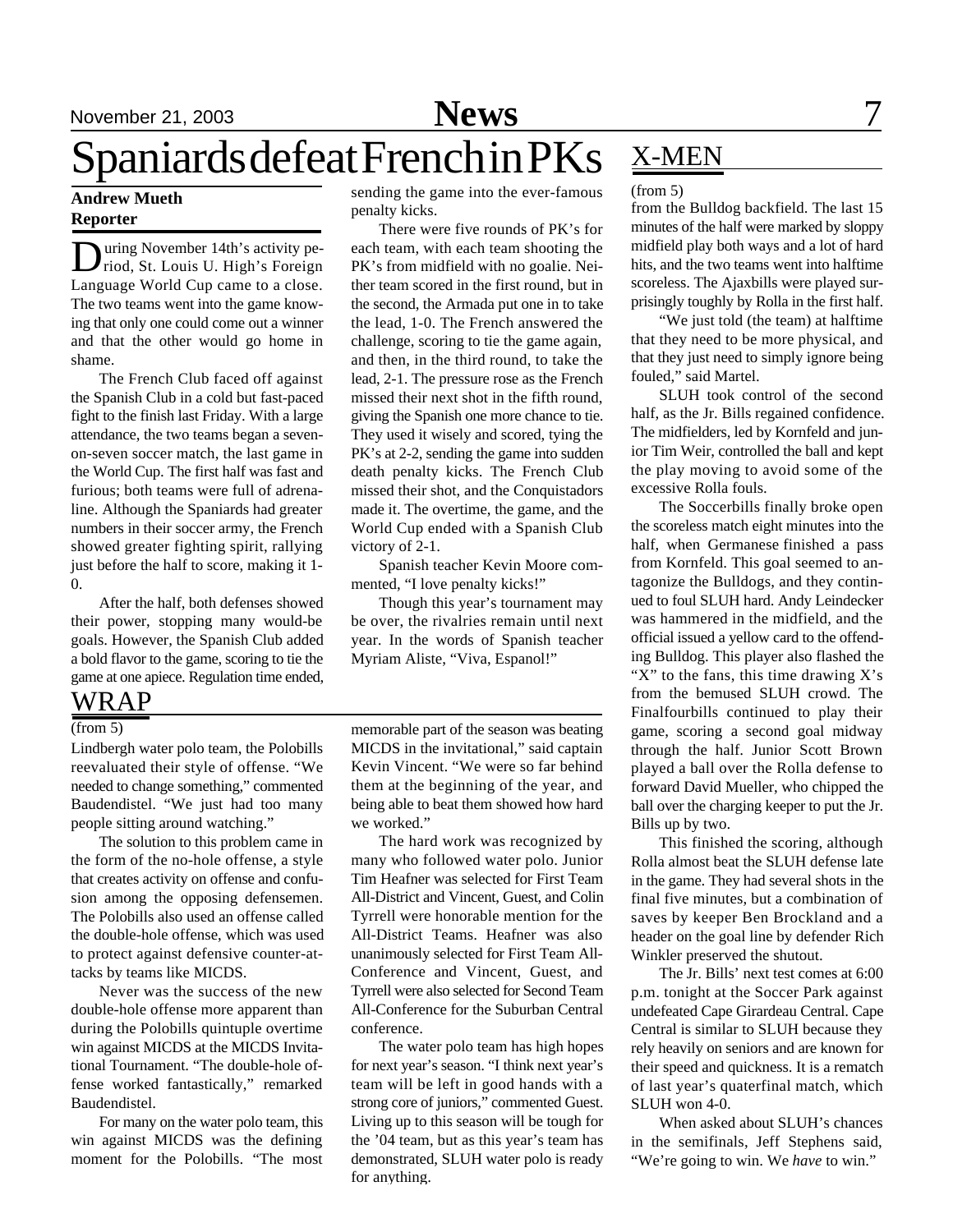# Spaniards defeat French in PKs

**Andrew Mueth**
**Reporter**

During November 14th's activity period, St. Louis U. High's Foreign Language World Cup came to a close. The two teams went into the game knowing that only one could come out a winner and that the other would go home in shame.

The French Club faced off against the Spanish Club in a cold but fast-paced fight to the finish last Friday. With a large attendance, the two teams began a seven-on-seven soccer match, the last game in the World Cup. The first half was fast and furious; both teams were full of adrenaline. Although the Spaniards had greater numbers in their soccer army, the French showed greater fighting spirit, rallying just before the half to score, making it 1-0.

After the half, both defenses showed their power, stopping many would-be goals. However, the Spanish Club added a bold flavor to the game, scoring to tie the game at one apiece. Regulation time ended, sending the game into the ever-famous penalty kicks.

There were five rounds of PK's for each team, with each team shooting the PK's from midfield with no goalie. Neither team scored in the first round, but in the second, the Armada put one in to take the lead, 1-0. The French answered the challenge, scoring to tie the game again, and then, in the third round, to take the lead, 2-1. The pressure rose as the French missed their next shot in the fifth round, giving the Spanish one more chance to tie. They used it wisely and scored, tying the PK's at 2-2, sending the game into sudden death penalty kicks. The French Club missed their shot, and the Conquistadors made it. The overtime, the game, and the World Cup ended with a Spanish Club victory of 2-1.

Spanish teacher Kevin Moore commented, "I love penalty kicks!"

Though this year's tournament may be over, the rivalries remain until next year. In the words of Spanish teacher Myriam Aliste, "Viva, Espanol!"

## WRAP

(from 5)

Lindbergh water polo team, the Polobills reevaluated their style of offense. "We needed to change something," commented Baudendistel. "We just had too many people sitting around watching."

The solution to this problem came in the form of the no-hole offense, a style that creates activity on offense and confusion among the opposing defensemen. The Polobills also used an offense called the double-hole offense, which was used to protect against defensive counter-attacks by teams like MICDS.

Never was the success of the new double-hole offense more apparent than during the Polobills quintuple overtime win against MICDS at the MICDS Invitational Tournament. "The double-hole offense worked fantastically," remarked Baudendistel.

For many on the water polo team, this win against MICDS was the defining moment for the Polobills. "The most memorable part of the season was beating MICDS in the invitational," said captain Kevin Vincent. "We were so far behind them at the beginning of the year, and being able to beat them showed how hard we worked."

The hard work was recognized by many who followed water polo. Junior Tim Heafner was selected for First Team All-District and Vincent, Guest, and Colin Tyrrell were honorable mention for the All-District Teams. Heafner was also unanimously selected for First Team All-Conference and Vincent, Guest, and Tyrrell were also selected for Second Team All-Conference for the Suburban Central conference.

The water polo team has high hopes for next year's season. "I think next year's team will be left in good hands with a strong core of juniors," commented Guest. Living up to this season will be tough for the '04 team, but as this year's team has demonstrated, SLUH water polo is ready for anything.

## X-MEN

(from 5)

from the Bulldog backfield. The last 15 minutes of the half were marked by sloppy midfield play both ways and a lot of hard hits, and the two teams went into halftime scoreless. The Ajaxbills were played surprisingly toughly by Rolla in the first half.

"We just told (the team) at halftime that they need to be more physical, and that they just need to simply ignore being fouled," said Martel.

SLUH took control of the second half, as the Jr. Bills regained confidence. The midfielders, led by Kornfeld and junior Tim Weir, controlled the ball and kept the play moving to avoid some of the excessive Rolla fouls.

The Soccerbills finally broke open the scoreless match eight minutes into the half, when Germanese finished a pass from Kornfeld. This goal seemed to antagonize the Bulldogs, and they continued to foul SLUH hard. Andy Leindecker was hammered in the midfield, and the official issued a yellow card to the offending Bulldog. This player also flashed the "X" to the fans, this time drawing X's from the bemused SLUH crowd. The Finalfourbills continued to play their game, scoring a second goal midway through the half. Junior Scott Brown played a ball over the Rolla defense to forward David Mueller, who chipped the ball over the charging keeper to put the Jr. Bills up by two.

This finished the scoring, although Rolla almost beat the SLUH defense late in the game. They had several shots in the final five minutes, but a combination of saves by keeper Ben Brockland and a header on the goal line by defender Rich Winkler preserved the shutout.

The Jr. Bills' next test comes at 6:00 p.m. tonight at the Soccer Park against undefeated Cape Girardeau Central. Cape Central is similar to SLUH because they rely heavily on seniors and are known for their speed and quickness. It is a rematch of last year's quaterfinal match, which SLUH won 4-0.

When asked about SLUH's chances in the semifinals, Jeff Stephens said, "We're going to win. We *have* to win."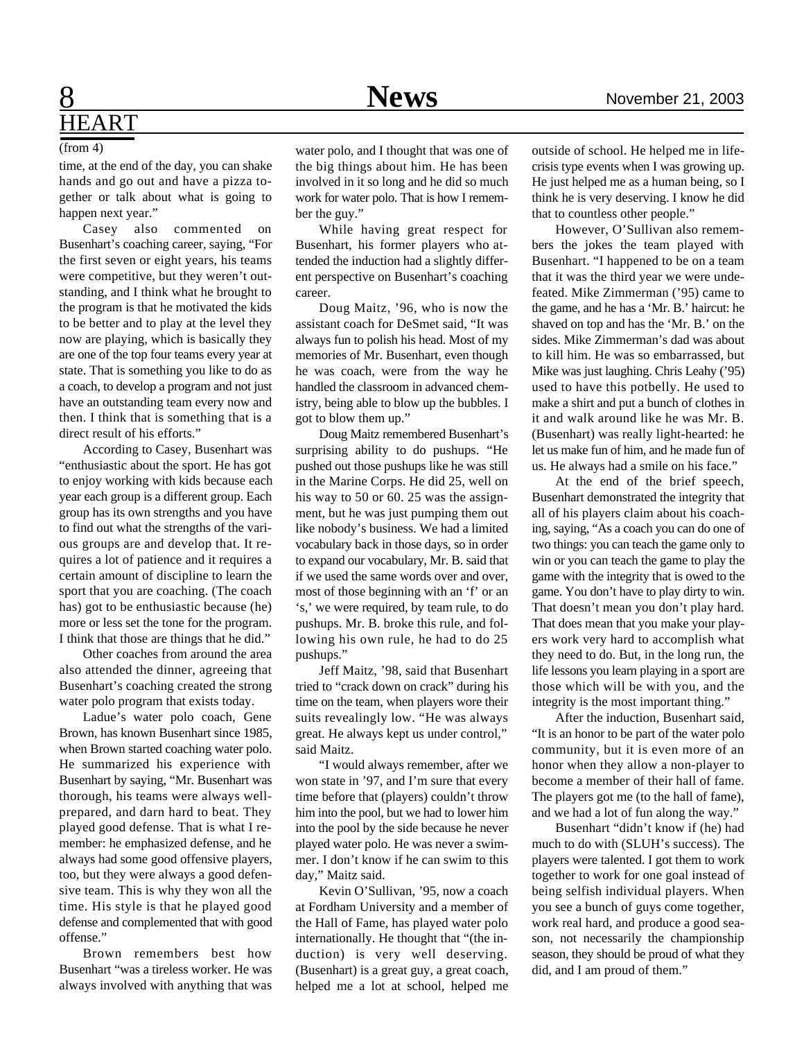## HEART

(from 4)

time, at the end of the day, you can shake hands and go out and have a pizza together or talk about what is going to happen next year."

Casey also commented on Busenhart's coaching career, saying, "For the first seven or eight years, his teams were competitive, but they weren't outstanding, and I think what he brought to the program is that he motivated the kids to be better and to play at the level they now are playing, which is basically they are one of the top four teams every year at state. That is something you like to do as a coach, to develop a program and not just have an outstanding team every now and then. I think that is something that is a direct result of his efforts."

According to Casey, Busenhart was "enthusiastic about the sport. He has got to enjoy working with kids because each year each group is a different group. Each group has its own strengths and you have to find out what the strengths of the various groups are and develop that. It requires a lot of patience and it requires a certain amount of discipline to learn the sport that you are coaching. (The coach has) got to be enthusiastic because (he) more or less set the tone for the program. I think that those are things that he did."

Other coaches from around the area also attended the dinner, agreeing that Busenhart's coaching created the strong water polo program that exists today.

Ladue's water polo coach, Gene Brown, has known Busenhart since 1985, when Brown started coaching water polo. He summarized his experience with Busenhart by saying, "Mr. Busenhart was thorough, his teams were always well-prepared, and darn hard to beat. They played good defense. That is what I remember: he emphasized defense, and he always had some good offensive players, too, but they were always a good defensive team. This is why they won all the time. His style is that he played good defense and complemented that with good offense."

Brown remembers best how Busenhart "was a tireless worker. He was always involved with anything that was water polo, and I thought that was one of the big things about him. He has been involved in it so long and he did so much work for water polo. That is how I remember the guy."

While having great respect for Busenhart, his former players who attended the induction had a slightly different perspective on Busenhart's coaching career.

Doug Maitz, '96, who is now the assistant coach for DeSmet said, "It was always fun to polish his head. Most of my memories of Mr. Busenhart, even though he was coach, were from the way he handled the classroom in advanced chemistry, being able to blow up the bubbles. I got to blow them up."

Doug Maitz remembered Busenhart's surprising ability to do pushups. "He pushed out those pushups like he was still in the Marine Corps. He did 25, well on his way to 50 or 60. 25 was the assignment, but he was just pumping them out like nobody's business. We had a limited vocabulary back in those days, so in order to expand our vocabulary, Mr. B. said that if we used the same words over and over, most of those beginning with an 'f' or an 's,' we were required, by team rule, to do pushups. Mr. B. broke this rule, and following his own rule, he had to do 25 pushups."

Jeff Maitz, '98, said that Busenhart tried to "crack down on crack" during his time on the team, when players wore their suits revealingly low. "He was always great. He always kept us under control," said Maitz.

"I would always remember, after we won state in '97, and I'm sure that every time before that (players) couldn't throw him into the pool, but we had to lower him into the pool by the side because he never played water polo. He was never a swimmer. I don't know if he can swim to this day," Maitz said.

Kevin O'Sullivan, '95, now a coach at Fordham University and a member of the Hall of Fame, has played water polo internationally. He thought that "(the induction) is very well deserving. (Busenhart) is a great guy, a great coach, helped me a lot at school, helped me outside of school. He helped me in life-crisis type events when I was growing up. He just helped me as a human being, so I think he is very deserving. I know he did that to countless other people."

However, O'Sullivan also remembers the jokes the team played with Busenhart. "I happened to be on a team that it was the third year we were undefeated. Mike Zimmerman ('95) came to the game, and he has a 'Mr. B.' haircut: he shaved on top and has the 'Mr. B.' on the sides. Mike Zimmerman's dad was about to kill him. He was so embarrassed, but Mike was just laughing. Chris Leahy ('95) used to have this potbelly. He used to make a shirt and put a bunch of clothes in it and walk around like he was Mr. B. (Busenhart) was really light-hearted: he let us make fun of him, and he made fun of us. He always had a smile on his face."

At the end of the brief speech, Busenhart demonstrated the integrity that all of his players claim about his coaching, saying, "As a coach you can do one of two things: you can teach the game only to win or you can teach the game to play the game with the integrity that is owed to the game. You don't have to play dirty to win. That doesn't mean you don't play hard. That does mean that you make your players work very hard to accomplish what they need to do. But, in the long run, the life lessons you learn playing in a sport are those which will be with you, and the integrity is the most important thing."

After the induction, Busenhart said, "It is an honor to be part of the water polo community, but it is even more of an honor when they allow a non-player to become a member of their hall of fame. The players got me (to the hall of fame), and we had a lot of fun along the way."

Busenhart "didn't know if (he) had much to do with (SLUH's success). The players were talented. I got them to work together to work for one goal instead of being selfish individual players. When you see a bunch of guys come together, work real hard, and produce a good season, not necessarily the championship season, they should be proud of what they did, and I am proud of them."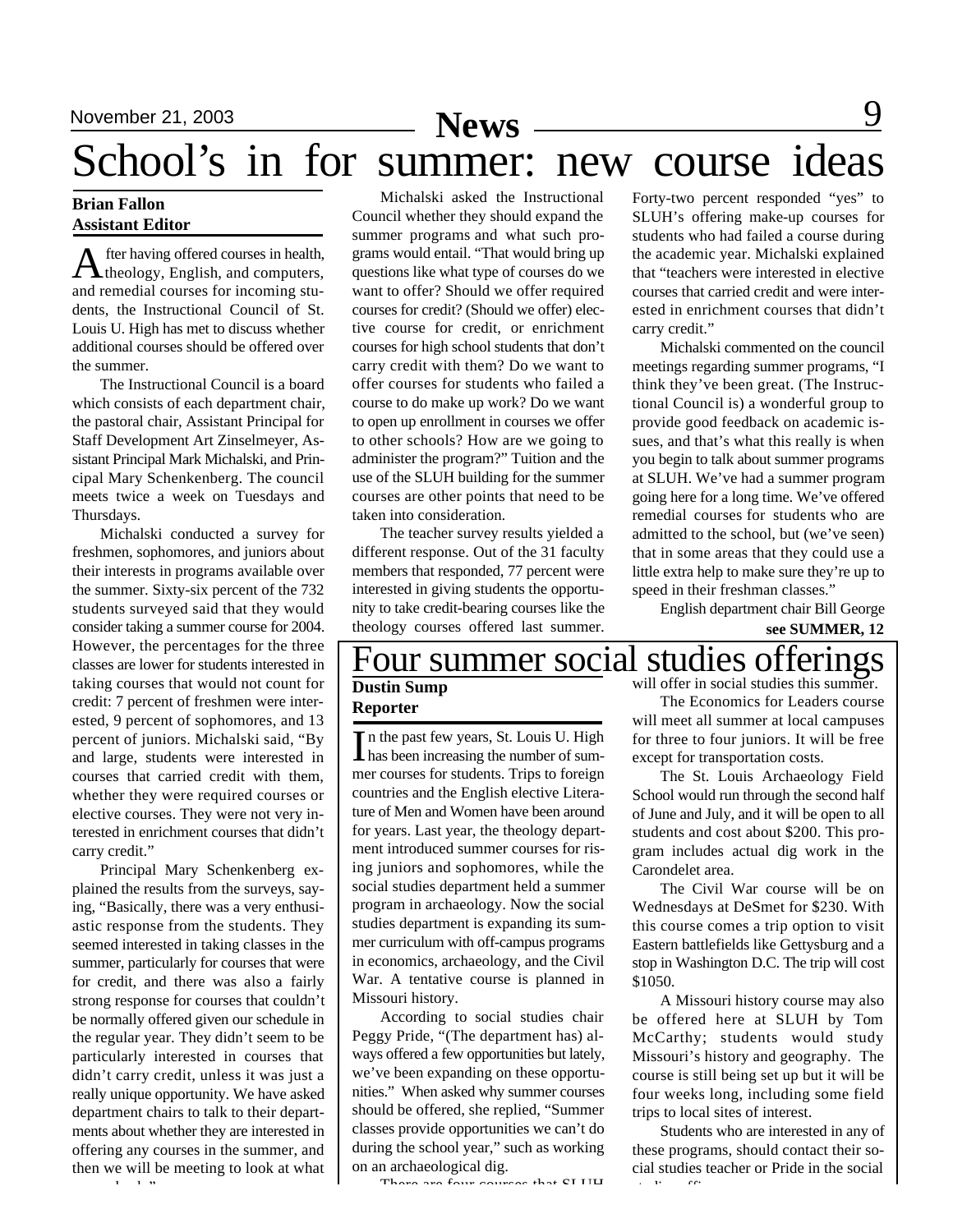# School's in for summer: new course ideas

**Brian Fallon**
**Assistant Editor**

After having offered courses in health, theology, English, and computers, and remedial courses for incoming students, the Instructional Council of St. Louis U. High has met to discuss whether additional courses should be offered over the summer.

The Instructional Council is a board which consists of each department chair, the pastoral chair, Assistant Principal for Staff Development Art Zinselmeyer, Assistant Principal Mark Michalski, and Principal Mary Schenkenberg. The council meets twice a week on Tuesdays and Thursdays.

Michalski conducted a survey for freshmen, sophomores, and juniors about their interests in programs available over the summer. Sixty-six percent of the 732 students surveyed said that they would consider taking a summer course for 2004. However, the percentages for the three classes are lower for students interested in taking courses that would not count for credit: 7 percent of freshmen were interested, 9 percent of sophomores, and 13 percent of juniors. Michalski said, "By and large, students were interested in courses that carried credit with them, whether they were required courses or elective courses. They were not very interested in enrichment courses that didn't carry credit."

Principal Mary Schenkenberg explained the results from the surveys, saying, "Basically, there was a very enthusiastic response from the students. They seemed interested in taking classes in the summer, particularly for courses that were for credit, and there was also a fairly strong response for courses that couldn't be normally offered given our schedule in the regular year. They didn't seem to be particularly interested in courses that didn't carry credit, unless it was just a really unique opportunity. We have asked department chairs to talk to their departments about whether they are interested in offering any courses in the summer, and then we will be meeting to look at what we decide."

Michalski asked the Instructional Council whether they should expand the summer programs and what such programs would entail. "That would bring up questions like what type of courses do we want to offer? Should we offer required courses for credit? (Should we offer) elective course for credit, or enrichment courses for high school students that don't carry credit with them? Do we want to offer courses for students who failed a course to do make up work? Do we want to open up enrollment in courses we offer to other schools? How are we going to administer the program?" Tuition and the use of the SLUH building for the summer courses are other points that need to be taken into consideration.

The teacher survey results yielded a different response. Out of the 31 faculty members that responded, 77 percent were interested in giving students the opportunity to take credit-bearing courses like the theology courses offered last summer. Forty-two percent responded "yes" to SLUH's offering make-up courses for students who had failed a course during the academic year. Michalski explained that "teachers were interested in elective courses that carried credit and were interested in enrichment courses that didn't carry credit."

Michalski commented on the council meetings regarding summer programs, "I think they've been great. (The Instructional Council is) a wonderful group to provide good feedback on academic issues, and that's what this really is when you begin to talk about summer programs at SLUH. We've had a summer program going here for a long time. We've offered remedial courses for students who are admitted to the school, but (we've seen) that in some areas that they could use a little extra help to make sure they're up to speed in their freshman classes."

English department chair Bill George

**see SUMMER, 12**

# Four summer social studies offerings

**Dustin Sump**
**Reporter**

In the past few years, St. Louis U. High has been increasing the number of summer courses for students. Trips to foreign countries and the English elective Literature of Men and Women have been around for years. Last year, the theology department introduced summer courses for rising juniors and sophomores, while the social studies department held a summer program in archaeology. Now the social studies department is expanding its summer curriculum with off-campus programs in economics, archaeology, and the Civil War. A tentative course is planned in Missouri history.

According to social studies chair Peggy Pride, "(The department has) always offered a few opportunities but lately, we've been expanding on these opportunities." When asked why summer courses should be offered, she replied, "Summer classes provide opportunities we can't do during the school year," such as working on an archaeological dig.

There are four courses that SLUH will offer in social studies this summer.

The Economics for Leaders course will meet all summer at local campuses for three to four juniors. It will be free except for transportation costs.

The St. Louis Archaeology Field School would run through the second half of June and July, and it will be open to all students and cost about $200. This program includes actual dig work in the Carondelet area.

The Civil War course will be on Wednesdays at DeSmet for $230. With this course comes a trip option to visit Eastern battlefields like Gettysburg and a stop in Washington D.C. The trip will cost $1050.

A Missouri history course may also be offered here at SLUH by Tom McCarthy; students would study Missouri's history and geography. The course is still being set up but it will be four weeks long, including some field trips to local sites of interest.

Students who are interested in any of these programs, should contact their social studies teacher or Pride in the social studies office.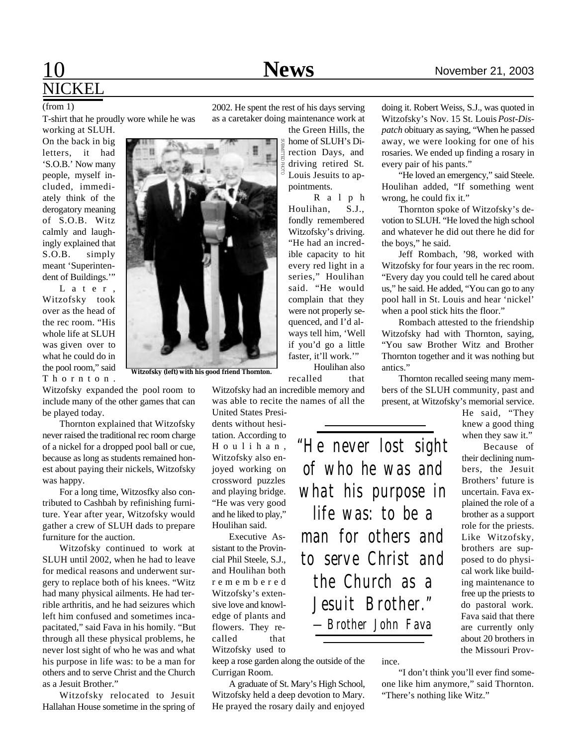## NICKEL

(from 1)

T-shirt that he proudly wore while he was working at SLUH. On the back in big letters, it had 'S.O.B.' Now many people, myself included, immediately think of the derogatory meaning of S.O.B. Witz calmly and laughingly explained that S.O.B. simply meant 'Superintendent of Buildings.'"

Later, Witzofsky took over as the head of the rec room. "His whole life at SLUH was given over to what he could do in the pool room," said Thornton. Witzofsky expanded the pool room to include many of the other games that can be played today.

Thornton explained that Witzofsky never raised the traditional rec room charge of a nickel for a dropped pool ball or cue, because as long as students remained honest about paying their nickels, Witzofsky was happy.

For a long time, Witzosfky also contributed to Cashbah by refinishing furniture. Year after year, Witzofsky would gather a crew of SLUH dads to prepare furniture for the auction.

Witzofsky continued to work at SLUH until 2002, when he had to leave for medical reasons and underwent surgery to replace both of his knees. "Witz had many physical ailments. He had terrible arthritis, and he had seizures which left him confused and sometimes incapacitated," said Fava in his homily. "But through all these physical problems, he never lost sight of who he was and what his purpose in life was: to be a man for others and to serve Christ and the Church as a Jesuit Brother."

Witzofsky relocated to Jesuit Hallahan House sometime in the spring of 2002. He spent the rest of his days serving as a caretaker doing maintenance work at the Green Hills, the home of SLUH's Direction Days, and driving retired St. Louis Jesuits to appointments.

SUBMITTED PHOTO

**Witzofsky (left) with his good friend Thornton.**

Ralph Houlihan, S.J., fondly remembered Witzofsky's driving. "He had an incredible capacity to hit every red light in a series," Houlihan said. "He would complain that they were not properly sequenced, and I'd always tell him, 'Well if you'd go a little faster, it'll work.'"

Houlihan also recalled that Witzofsky had an incredible memory and was able to recite the names of all the United States Presidents without hesitation. According to Houlihan, Witzofsky also enjoyed working on crossword puzzles and playing bridge. "He was very good and he liked to play," Houlihan said.

Executive Assistant to the Provincial Phil Steele, S.J., and Houlihan both remembered Witzofsky's extensive love and knowledge of plants and flowers. They recalled that Witzofsky used to keep a rose garden along the outside of the Currigan Room.

A graduate of St. Mary's High School, Witzofsky held a deep devotion to Mary. He prayed the rosary daily and enjoyed doing it. Robert Weiss, S.J., was quoted in Witzofsky's Nov. 15 St. Louis *Post-Dispatch* obituary as saying, "When he passed away, we were looking for one of his rosaries. We ended up finding a rosary in every pair of his pants."

"He loved an emergency," said Steele. Houlihan added, "If something went wrong, he could fix it."

Thornton spoke of Witzofsky's devotion to SLUH. "He loved the high school and whatever he did out there he did for the boys," he said.

Jeff Rombach, '98, worked with Witzofsky for four years in the rec room. "Every day you could tell he cared about us," he said. He added, "You can go to any pool hall in St. Louis and hear 'nickel' when a pool stick hits the floor."

Rombach attested to the friendship Witzofsky had with Thornton, saying, "You saw Brother Witz and Brother Thornton together and it was nothing but antics."

Thornton recalled seeing many members of the SLUH community, past and present, at Witzofsky's memorial service. He said, "They knew a good thing when they saw it."

> *"He never lost sight of who he was and what his purpose in life was: to be a man for others and to serve Christ and the Church as a Jesuit Brother."*
> *—Brother John Fava*

Because of their declining numbers, the Jesuit Brothers' future is uncertain. Fava explained the role of a brother as a support role for the priests. Like Witzofsky, brothers are supposed to do physical work like building maintenance to free up the priests to do pastoral work. Fava said that there are currently only about 20 brothers in the Missouri Province.

"I don't think you'll ever find someone like him anymore," said Thornton. "There's nothing like Witz."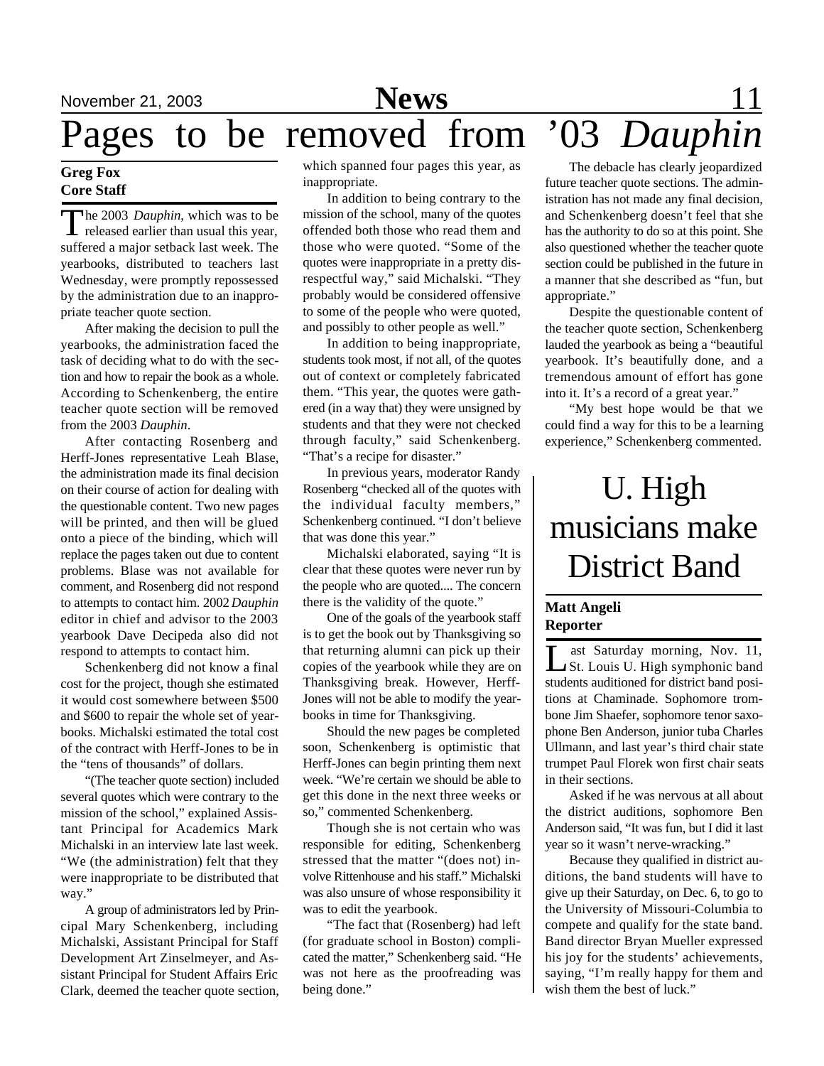# Pages to be removed from '03 *Dauphin*

**Greg Fox**
**Core Staff**

The 2003 *Dauphin*, which was to be released earlier than usual this year, suffered a major setback last week. The yearbooks, distributed to teachers last Wednesday, were promptly repossessed by the administration due to an inappropriate teacher quote section.

After making the decision to pull the yearbooks, the administration faced the task of deciding what to do with the section and how to repair the book as a whole. According to Schenkenberg, the entire teacher quote section will be removed from the 2003 *Dauphin*.

After contacting Rosenberg and Herff-Jones representative Leah Blase, the administration made its final decision on their course of action for dealing with the questionable content. Two new pages will be printed, and then will be glued onto a piece of the binding, which will replace the pages taken out due to content problems. Blase was not available for comment, and Rosenberg did not respond to attempts to contact him. 2002 *Dauphin* editor in chief and advisor to the 2003 yearbook Dave Decipeda also did not respond to attempts to contact him.

Schenkenberg did not know a final cost for the project, though she estimated it would cost somewhere between $500 and $600 to repair the whole set of yearbooks. Michalski estimated the total cost of the contract with Herff-Jones to be in the "tens of thousands" of dollars.

"(The teacher quote section) included several quotes which were contrary to the mission of the school," explained Assistant Principal for Academics Mark Michalski in an interview late last week. "We (the administration) felt that they were inappropriate to be distributed that way."

A group of administrators led by Principal Mary Schenkenberg, including Michalski, Assistant Principal for Staff Development Art Zinselmeyer, and Assistant Principal for Student Affairs Eric Clark, deemed the teacher quote section, which spanned four pages this year, as inappropriate.

In addition to being contrary to the mission of the school, many of the quotes offended both those who read them and those who were quoted. "Some of the quotes were inappropriate in a pretty disrespectful way," said Michalski. "They probably would be considered offensive to some of the people who were quoted, and possibly to other people as well."

In addition to being inappropriate, students took most, if not all, of the quotes out of context or completely fabricated them. "This year, the quotes were gathered (in a way that) they were unsigned by students and that they were not checked through faculty," said Schenkenberg. "That's a recipe for disaster."

In previous years, moderator Randy Rosenberg "checked all of the quotes with the individual faculty members," Schenkenberg continued. "I don't believe that was done this year."

Michalski elaborated, saying "It is clear that these quotes were never run by the people who are quoted.... The concern there is the validity of the quote."

One of the goals of the yearbook staff is to get the book out by Thanksgiving so that returning alumni can pick up their copies of the yearbook while they are on Thanksgiving break. However, Herff-Jones will not be able to modify the yearbooks in time for Thanksgiving.

Should the new pages be completed soon, Schenkenberg is optimistic that Herff-Jones can begin printing them next week. "We're certain we should be able to get this done in the next three weeks or so," commented Schenkenberg.

Though she is not certain who was responsible for editing, Schenkenberg stressed that the matter "(does not) involve Rittenhouse and his staff." Michalski was also unsure of whose responsibility it was to edit the yearbook.

"The fact that (Rosenberg) had left (for graduate school in Boston) complicated the matter," Schenkenberg said. "He was not here as the proofreading was being done."

The debacle has clearly jeopardized future teacher quote sections. The administration has not made any final decision, and Schenkenberg doesn't feel that she has the authority to do so at this point. She also questioned whether the teacher quote section could be published in the future in a manner that she described as "fun, but appropriate."

Despite the questionable content of the teacher quote section, Schenkenberg lauded the yearbook as being a "beautiful yearbook. It's beautifully done, and a tremendous amount of effort has gone into it. It's a record of a great year."

"My best hope would be that we could find a way for this to be a learning experience," Schenkenberg commented.

# U. High musicians make District Band

**Matt Angeli**
**Reporter**

Last Saturday morning, Nov. 11, St. Louis U. High symphonic band students auditioned for district band positions at Chaminade. Sophomore trombone Jim Shaefer, sophomore tenor saxophone Ben Anderson, junior tuba Charles Ullmann, and last year's third chair state trumpet Paul Florek won first chair seats in their sections.

Asked if he was nervous at all about the district auditions, sophomore Ben Anderson said, "It was fun, but I did it last year so it wasn't nerve-wracking."

Because they qualified in district auditions, the band students will have to give up their Saturday, on Dec. 6, to go to the University of Missouri-Columbia to compete and qualify for the state band. Band director Bryan Mueller expressed his joy for the students' achievements, saying, "I'm really happy for them and wish them the best of luck."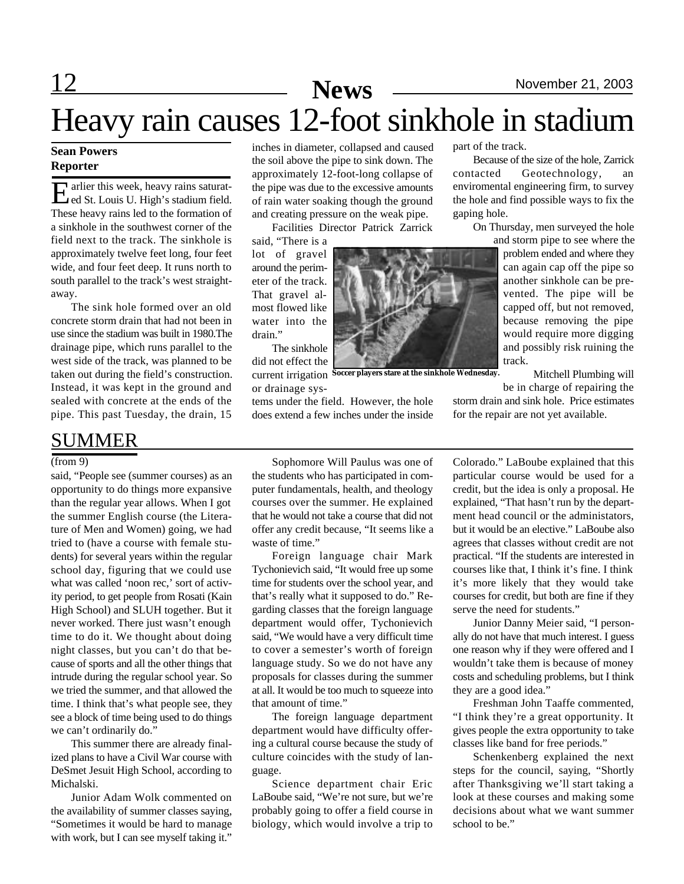# Heavy rain causes 12-foot sinkhole in stadium

**Sean Powers**
**Reporter**

Earlier this week, heavy rains saturated St. Louis U. High's stadium field. These heavy rains led to the formation of a sinkhole in the southwest corner of the field next to the track. The sinkhole is approximately twelve feet long, four feet wide, and four feet deep. It runs north to south parallel to the track's west straightaway.

The sink hole formed over an old concrete storm drain that had not been in use since the stadium was built in 1980.The drainage pipe, which runs parallel to the west side of the track, was planned to be taken out during the field's construction. Instead, it was kept in the ground and sealed with concrete at the ends of the pipe. This past Tuesday, the drain, 15 inches in diameter, collapsed and caused the soil above the pipe to sink down. The approximately 12-foot-long collapse of the pipe was due to the excessive amounts of rain water soaking though the ground and creating pressure on the weak pipe.

Facilities Director Patrick Zarrick said, "There is a lot of gravel around the perimeter of the track. That gravel almost flowed like water into the drain."

The sinkhole did not effect the current irrigation or drainage systems under the field. However, the hole does extend a few inches under the inside part of the track.

Soccer players stare at the sinkhole Wednesday.

Because of the size of the hole, Zarrick contacted Geotechnology, an enviromental engineering firm, to survey the hole and find possible ways to fix the gaping hole.

On Thursday, men surveyed the hole and storm pipe to see where the problem ended and where they can again cap off the pipe so another sinkhole can be prevented. The pipe will be capped off, but not removed, because removing the pipe would require more digging and possibly risk ruining the track.

Mitchell Plumbing will be in charge of repairing the storm drain and sink hole. Price estimates for the repair are not yet available.

## SUMMER

(from 9)

said, "People see (summer courses) as an opportunity to do things more expansive than the regular year allows. When I got the summer English course (the Literature of Men and Women) going, we had tried to (have a course with female students) for several years within the regular school day, figuring that we could use what was called 'noon rec,' sort of activity period, to get people from Rosati (Kain High School) and SLUH together. But it never worked. There just wasn't enough time to do it. We thought about doing night classes, but you can't do that because of sports and all the other things that intrude during the regular school year. So we tried the summer, and that allowed the time. I think that's what people see, they see a block of time being used to do things we can't ordinarily do."

This summer there are already finalized plans to have a Civil War course with DeSmet Jesuit High School, according to Michalski.

Junior Adam Wolk commented on the availability of summer classes saying, "Sometimes it would be hard to manage with work, but I can see myself taking it."

Sophomore Will Paulus was one of the students who has participated in computer fundamentals, health, and theology courses over the summer. He explained that he would not take a course that did not offer any credit because, "It seems like a waste of time."

Foreign language chair Mark Tychonievich said, "It would free up some time for students over the school year, and that's really what it supposed to do." Regarding classes that the foreign language department would offer, Tychonievich said, "We would have a very difficult time to cover a semester's worth of foreign language study. So we do not have any proposals for classes during the summer at all. It would be too much to squeeze into that amount of time."

The foreign language department would have difficulty offering a cultural course because the study of culture coincides with the study of language.

Science department chair Eric LaBoube said, "We're not sure, but we're probably going to offer a field course in biology, which would involve a trip to Colorado." LaBoube explained that this particular course would be used for a credit, but the idea is only a proposal. He explained, "That hasn't run by the department head council or the administators, but it would be an elective." LaBoube also agrees that classes without credit are not practical. "If the students are interested in courses like that, I think it's fine. I think it's more likely that they would take courses for credit, but both are fine if they serve the need for students."

Junior Danny Meier said, "I personally do not have that much interest. I guess one reason why if they were offered and I wouldn't take them is because of money costs and scheduling problems, but I think they are a good idea."

Freshman John Taaffe commented, "I think they're a great opportunity. It gives people the extra opportunity to take classes like band for free periods."

Schenkenberg explained the next steps for the council, saying, "Shortly after Thanksgiving we'll start taking a look at these courses and making some decisions about what we want summer school to be."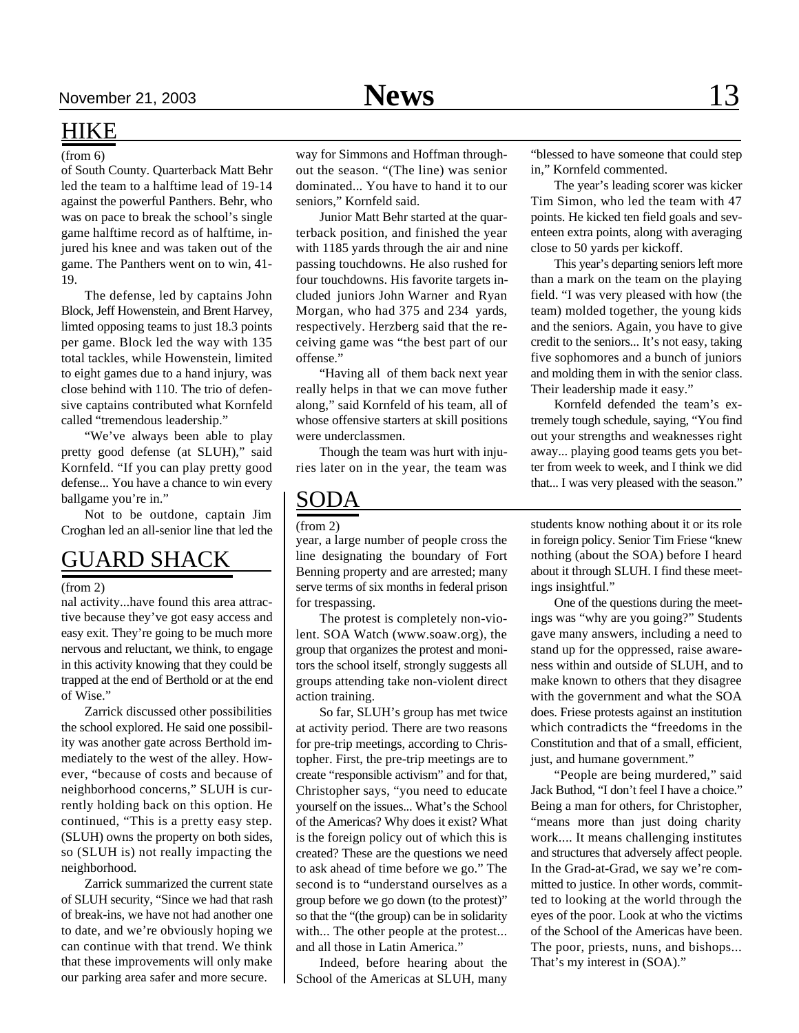## HIKE

(from 6)

of South County. Quarterback Matt Behr led the team to a halftime lead of 19-14 against the powerful Panthers. Behr, who was on pace to break the school's single game halftime record as of halftime, injured his knee and was taken out of the game. The Panthers went on to win, 41-19.

The defense, led by captains John Block, Jeff Howenstein, and Brent Harvey, limted opposing teams to just 18.3 points per game. Block led the way with 135 total tackles, while Howenstein, limited to eight games due to a hand injury, was close behind with 110. The trio of defensive captains contributed what Kornfeld called "tremendous leadership."

"We've always been able to play pretty good defense (at SLUH)," said Kornfeld. "If you can play pretty good defense... You have a chance to win every ballgame you're in."

Not to be outdone, captain Jim Croghan led an all-senior line that led the way for Simmons and Hoffman throughout the season. "(The line) was senior dominated... You have to hand it to our seniors," Kornfeld said.

Junior Matt Behr started at the quarterback position, and finished the year with 1185 yards through the air and nine passing touchdowns. He also rushed for four touchdowns. His favorite targets included juniors John Warner and Ryan Morgan, who had 375 and 234 yards, respectively. Herzberg said that the receiving game was "the best part of our offense."

"Having all of them back next year really helps in that we can move futher along," said Kornfeld of his team, all of whose offensive starters at skill positions were underclassmen.

Though the team was hurt with injuries later on in the year, the team was "blessed to have someone that could step in," Kornfeld commented.

The year's leading scorer was kicker Tim Simon, who led the team with 47 points. He kicked ten field goals and seventeen extra points, along with averaging close to 50 yards per kickoff.

This year's departing seniors left more than a mark on the team on the playing field. "I was very pleased with how (the team) molded together, the young kids and the seniors. Again, you have to give credit to the seniors... It's not easy, taking five sophomores and a bunch of juniors and molding them in with the senior class. Their leadership made it easy."

Kornfeld defended the team's extremely tough schedule, saying, "You find out your strengths and weaknesses right away... playing good teams gets you better from week to week, and I think we did that... I was very pleased with the season."

## GUARD SHACK

(from 2)

nal activity...have found this area attractive because they've got easy access and easy exit. They're going to be much more nervous and reluctant, we think, to engage in this activity knowing that they could be trapped at the end of Berthold or at the end of Wise."

Zarrick discussed other possibilities the school explored. He said one possibility was another gate across Berthold immediately to the west of the alley. However, "because of costs and because of neighborhood concerns," SLUH is currently holding back on this option. He continued, "This is a pretty easy step. (SLUH) owns the property on both sides, so (SLUH is) not really impacting the neighborhood.

Zarrick summarized the current state of SLUH security, "Since we had that rash of break-ins, we have not had another one to date, and we're obviously hoping we can continue with that trend. We think that these improvements will only make our parking area safer and more secure.

## SODA

(from 2)

year, a large number of people cross the line designating the boundary of Fort Benning property and are arrested; many serve terms of six months in federal prison for trespassing.

The protest is completely non-violent. SOA Watch (www.soaw.org), the group that organizes the protest and monitors the school itself, strongly suggests all groups attending take non-violent direct action training.

So far, SLUH's group has met twice at activity period. There are two reasons for pre-trip meetings, according to Christopher. First, the pre-trip meetings are to create "responsible activism" and for that, Christopher says, "you need to educate yourself on the issues... What's the School of the Americas? Why does it exist? What is the foreign policy out of which this is created? These are the questions we need to ask ahead of time before we go." The second is to "understand ourselves as a group before we go down (to the protest)" so that the "(the group) can be in solidarity with... The other people at the protest... and all those in Latin America."

Indeed, before hearing about the School of the Americas at SLUH, many students know nothing about it or its role in foreign policy. Senior Tim Friese "knew nothing (about the SOA) before I heard about it through SLUH. I find these meetings insightful."

One of the questions during the meetings was "why are you going?" Students gave many answers, including a need to stand up for the oppressed, raise awareness within and outside of SLUH, and to make known to others that they disagree with the government and what the SOA does. Friese protests against an institution which contradicts the "freedoms in the Constitution and that of a small, efficient, just, and humane government."

"People are being murdered," said Jack Buthod, "I don't feel I have a choice." Being a man for others, for Christopher, "means more than just doing charity work.... It means challenging institutes and structures that adversely affect people. In the Grad-at-Grad, we say we're committed to justice. In other words, committed to looking at the world through the eyes of the poor. Look at who the victims of the School of the Americas have been. The poor, priests, nuns, and bishops... That's my interest in (SOA)."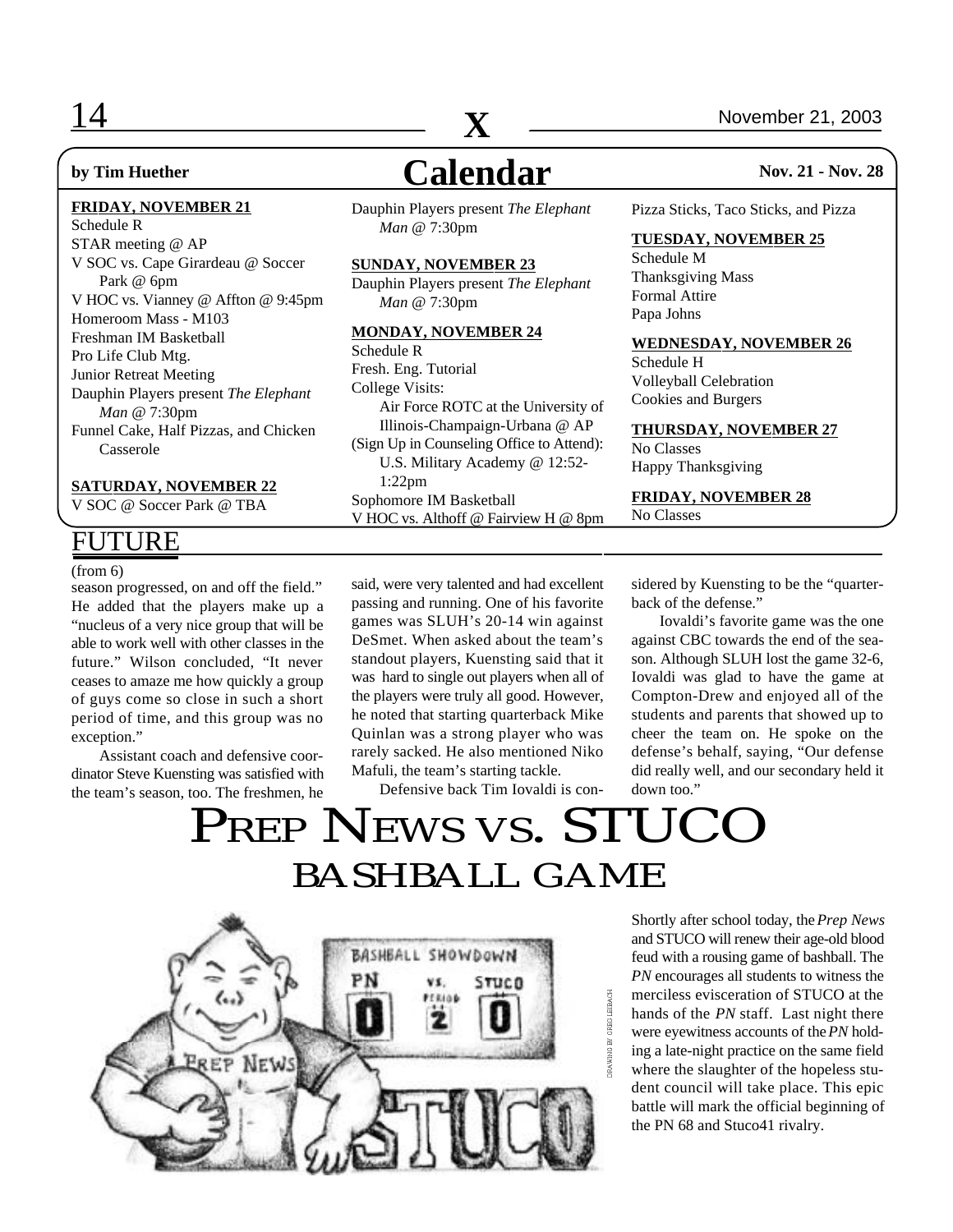# Calendar

by Tim Huether

Nov. 21 - Nov. 28

**FRIDAY, NOVEMBER 21**
Schedule R
STAR meeting @ AP
V SOC vs. Cape Girardeau @ Soccer Park @ 6pm
V HOC vs. Vianney @ Affton @ 9:45pm
Homeroom Mass - M103
Freshman IM Basketball
Pro Life Club Mtg.
Junior Retreat Meeting
Dauphin Players present *The Elephant Man* @ 7:30pm
Funnel Cake, Half Pizzas, and Chicken Casserole

**SATURDAY, NOVEMBER 22**
V SOC @ Soccer Park @ TBA
Dauphin Players present *The Elephant Man* @ 7:30pm

**SUNDAY, NOVEMBER 23**
Dauphin Players present *The Elephant Man* @ 7:30pm

**MONDAY, NOVEMBER 24**
Schedule R
Fresh. Eng. Tutorial
College Visits:
Air Force ROTC at the University of Illinois-Champaign-Urbana @ AP
(Sign Up in Counseling Office to Attend):
U.S. Military Academy @ 12:52-1:22pm
Sophomore IM Basketball
V HOC vs. Althoff @ Fairview H @ 8pm
Pizza Sticks, Taco Sticks, and Pizza

**TUESDAY, NOVEMBER 25**
Schedule M
Thanksgiving Mass
Formal Attire
Papa Johns

**WEDNESDAY, NOVEMBER 26**
Schedule H
Volleyball Celebration
Cookies and Burgers

**THURSDAY, NOVEMBER 27**
No Classes
Happy Thanksgiving

**FRIDAY, NOVEMBER 28**
No Classes

## FUTURE

(from 6)

season progressed, on and off the field." He added that the players make up a "nucleus of a very nice group that will be able to work well with other classes in the future." Wilson concluded, "It never ceases to amaze me how quickly a group of guys come so close in such a short period of time, and this group was no exception."

Assistant coach and defensive coordinator Steve Kuensting was satisfied with the team's season, too. The freshmen, he said, were very talented and had excellent passing and running. One of his favorite games was SLUH's 20-14 win against DeSmet. When asked about the team's standout players, Kuensting said that it was hard to single out players when all of the players were truly all good. However, he noted that starting quarterback Mike Quinlan was a strong player who was rarely sacked. He also mentioned Niko Mafuli, the team's starting tackle.

Defensive back Tim Iovaldi is considered by Kuensting to be the "quarterback of the defense."

Iovaldi's favorite game was the one against CBC towards the end of the season. Although SLUH lost the game 32-6, Iovaldi was glad to have the game at Compton-Drew and enjoyed all of the students and parents that showed up to cheer the team on. He spoke on the defense's behalf, saying, "Our defense did really well, and our secondary held it down too."

# PREP NEWS VS. STUCO BASHBALL GAME

DRAWING BY GREG LEIBACH

Shortly after school today, the *Prep News* and STUCO will renew their age-old blood feud with a rousing game of bashball. The *PN* encourages all students to witness the merciless evisceration of STUCO at the hands of the *PN* staff. Last night there were eyewitness accounts of the *PN* holding a late-night practice on the same field where the slaughter of the hopeless student council will take place. This epic battle will mark the official beginning of the PN 68 and Stuco41 rivalry.